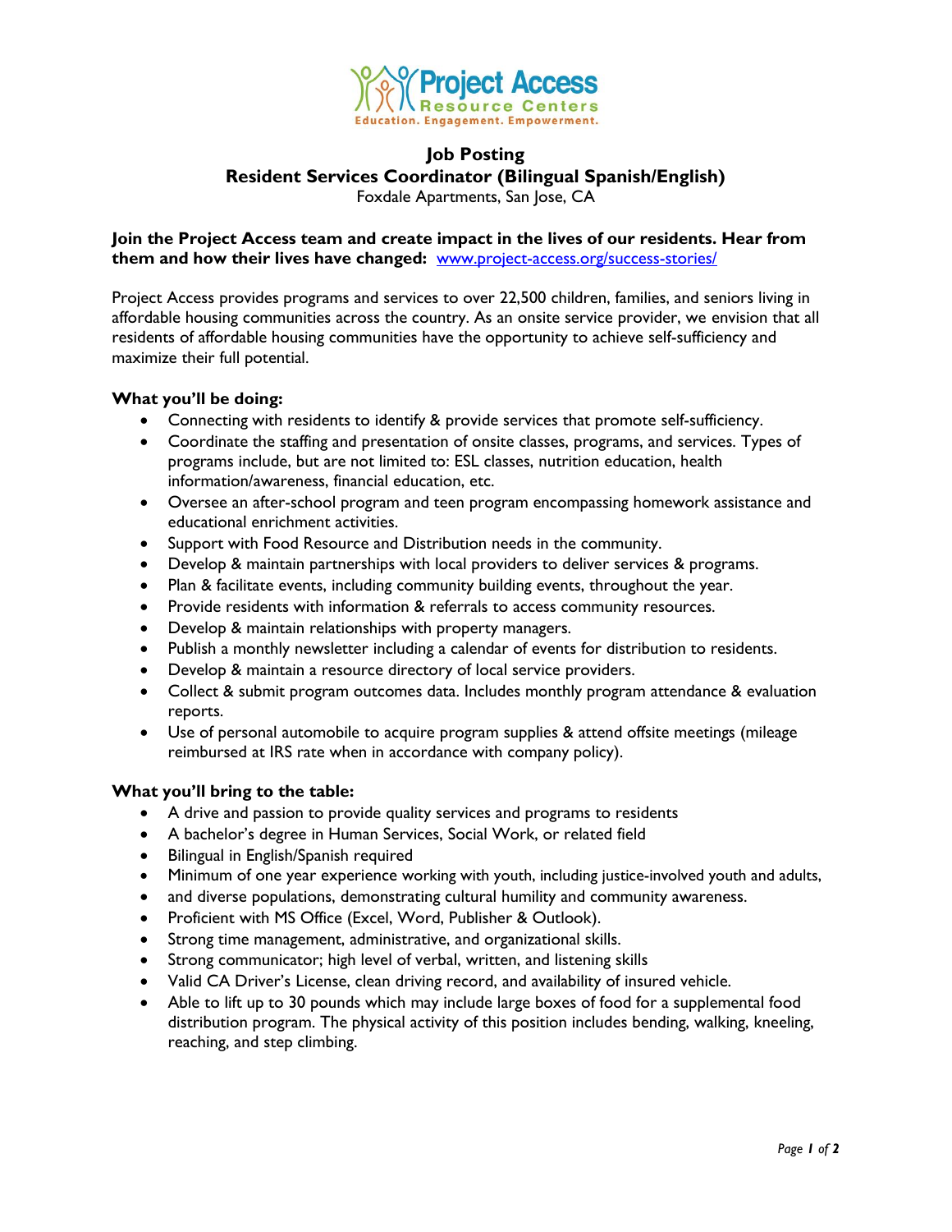Project Access
Resource Centers
Education. Engagement. Empowerment.

# Job Posting

## Resident Services Coordinator (Bilingual Spanish/English)

Foxdale Apartments, San Jose, CA

**Join the Project Access team and create impact in the lives of our residents. Hear from them and how their lives have changed:** [www.project-access.org/success-stories/](www.project-access.org/success-stories/)

Project Access provides programs and services to over 22,500 children, families, and seniors living in affordable housing communities across the country. As an onsite service provider, we envision that all residents of affordable housing communities have the opportunity to achieve self-sufficiency and maximize their full potential.

### What you'll be doing:

- Connecting with residents to identify & provide services that promote self-sufficiency.
- Coordinate the staffing and presentation of onsite classes, programs, and services. Types of programs include, but are not limited to: ESL classes, nutrition education, health information/awareness, financial education, etc.
- Oversee an after-school program and teen program encompassing homework assistance and educational enrichment activities.
- Support with Food Resource and Distribution needs in the community.
- Develop & maintain partnerships with local providers to deliver services & programs.
- Plan & facilitate events, including community building events, throughout the year.
- Provide residents with information & referrals to access community resources.
- Develop & maintain relationships with property managers.
- Publish a monthly newsletter including a calendar of events for distribution to residents.
- Develop & maintain a resource directory of local service providers.
- Collect & submit program outcomes data. Includes monthly program attendance & evaluation reports.
- Use of personal automobile to acquire program supplies & attend offsite meetings (mileage reimbursed at IRS rate when in accordance with company policy).

### What you'll bring to the table:

- A drive and passion to provide quality services and programs to residents
- A bachelor's degree in Human Services, Social Work, or related field
- Bilingual in English/Spanish required
- Minimum of one year experience working with youth, including justice-involved youth and adults,
- and diverse populations, demonstrating cultural humility and community awareness.
- Proficient with MS Office (Excel, Word, Publisher & Outlook).
- Strong time management, administrative, and organizational skills.
- Strong communicator; high level of verbal, written, and listening skills
- Valid CA Driver's License, clean driving record, and availability of insured vehicle.
- Able to lift up to 30 pounds which may include large boxes of food for a supplemental food distribution program. The physical activity of this position includes bending, walking, kneeling, reaching, and step climbing.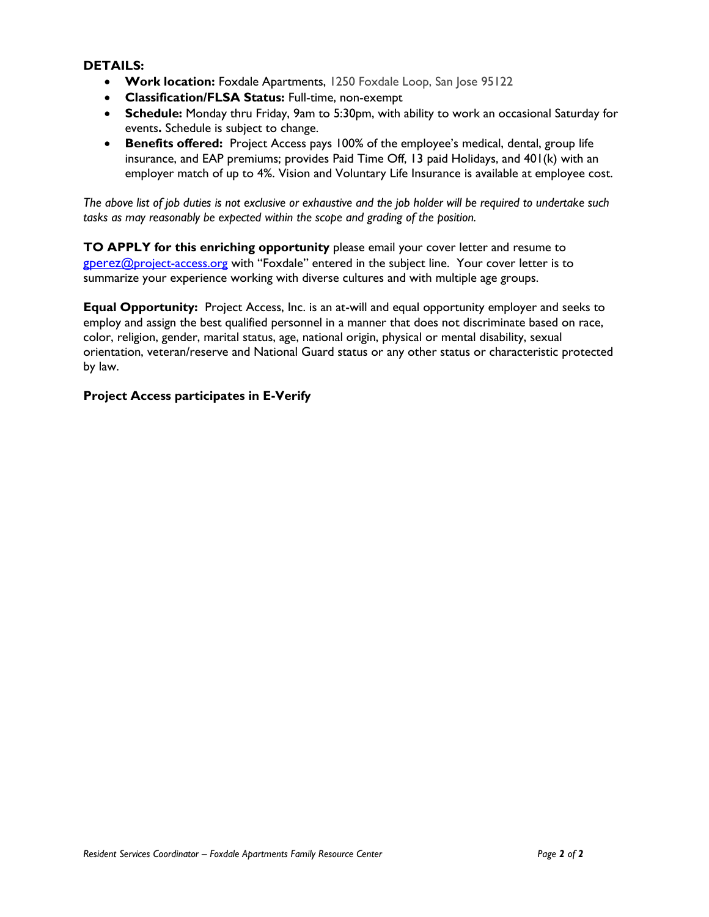**DETAILS:**

- **Work location:** Foxdale Apartments, 1250 Foxdale Loop, San Jose 95122
- **Classification/FLSA Status:** Full-time, non-exempt
- **Schedule:** Monday thru Friday, 9am to 5:30pm, with ability to work an occasional Saturday for events**.** Schedule is subject to change.
- **Benefits offered:** Project Access pays 100% of the employee's medical, dental, group life insurance, and EAP premiums; provides Paid Time Off, 13 paid Holidays, and 401(k) with an employer match of up to 4%. Vision and Voluntary Life Insurance is available at employee cost.

*The above list of job duties is not exclusive or exhaustive and the job holder will be required to undertake such tasks as may reasonably be expected within the scope and grading of the position.*

**TO APPLY for this enriching opportunity** please email your cover letter and resume to gperez@project-access.org with "Foxdale" entered in the subject line. Your cover letter is to summarize your experience working with diverse cultures and with multiple age groups.

**Equal Opportunity:** Project Access, Inc. is an at-will and equal opportunity employer and seeks to employ and assign the best qualified personnel in a manner that does not discriminate based on race, color, religion, gender, marital status, age, national origin, physical or mental disability, sexual orientation, veteran/reserve and National Guard status or any other status or characteristic protected by law.

**Project Access participates in E-Verify**